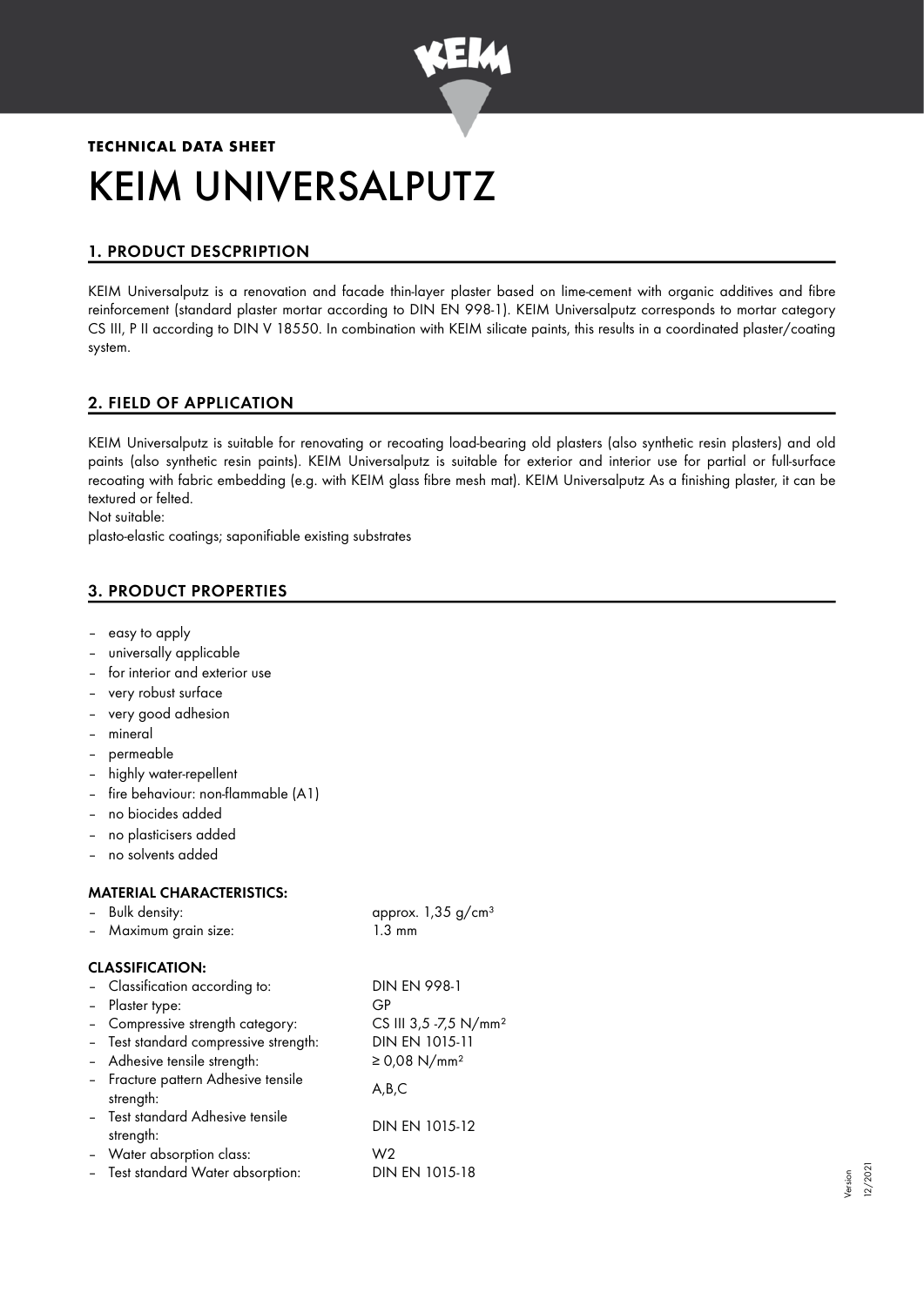**TECHNICAL DATA SHEET**

# KEIM UNIVERSALPUTZ

## 1. PRODUCT DESCPRIPTION

KEIM Universalputz is a renovation and facade thin-layer plaster based on lime-cement with organic additives and fibre reinforcement (standard plaster mortar according to DIN EN 998-1). KEIM Universalputz corresponds to mortar category CS III, P II according to DIN V 18550. In combination with KEIM silicate paints, this results in a coordinated plaster/coating system.

## 2. FIELD OF APPLICATION

KEIM Universalputz is suitable for renovating or recoating load-bearing old plasters (also synthetic resin plasters) and old paints (also synthetic resin paints). KEIM Universalputz is suitable for exterior and interior use for partial or full-surface recoating with fabric embedding (e.g. with KEIM glass fibre mesh mat). KEIM Universalputz As a finishing plaster, it can be textured or felted.

Not suitable:

plasto-elastic coatings; saponifiable existing substrates

## 3. PRODUCT PROPERTIES

- easy to apply
- universally applicable
- for interior and exterior use
- very robust surface
- very good adhesion
- mineral
- permeable
- highly water-repellent
- fire behaviour: non-flammable (A1)
- no biocides added
- no plasticisers added
- no solvents added

### MATERIAL CHARACTERISTICS:

| | |
|---|---|
| – Bulk density: | approx. 1,35 g/cm³ |
| – Maximum grain size: | 1.3 mm |

### CLASSIFICATION:

| | |
|---|---|
| – Classification according to: | DIN EN 998-1 |
| – Plaster type: | GP |
| – Compressive strength category: | CS III 3,5 -7,5 N/mm² |
| – Test standard compressive strength: | DIN EN 1015-11 |
| – Adhesive tensile strength: | ≥ 0,08 N/mm² |
| – Fracture pattern Adhesive tensile strength: | A,B,C |
| – Test standard Adhesive tensile strength: | DIN EN 1015-12 |
| – Water absorption class: | W2 |
| – Test standard Water absorption: | DIN EN 1015-18 |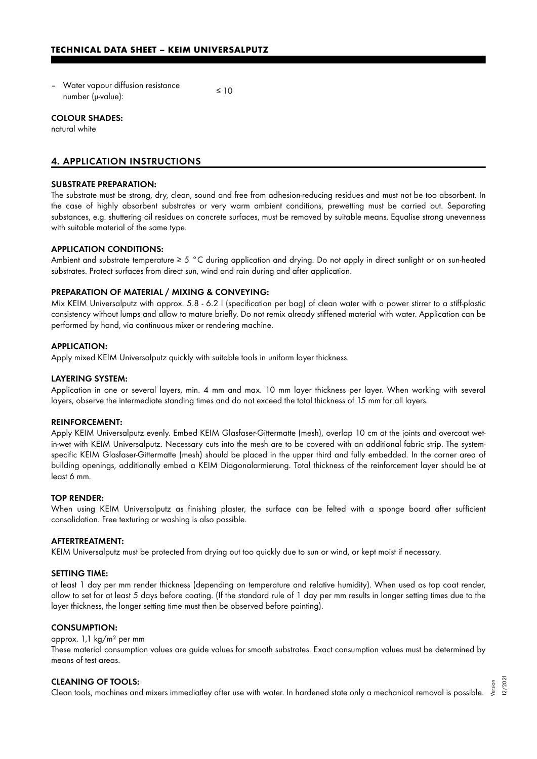– Water vapour diffusion resistance number (µ-value): ≤ 10

**COLOUR SHADES:**
natural white

## 4. APPLICATION INSTRUCTIONS

**SUBSTRATE PREPARATION:**
The substrate must be strong, dry, clean, sound and free from adhesion-reducing residues and must not be too absorbent. In the case of highly absorbent substrates or very warm ambient conditions, prewetting must be carried out. Separating substances, e.g. shuttering oil residues on concrete surfaces, must be removed by suitable means. Equalise strong unevenness with suitable material of the same type.

**APPLICATION CONDITIONS:**
Ambient and substrate temperature ≥ 5 °C during application and drying. Do not apply in direct sunlight or on sun-heated substrates. Protect surfaces from direct sun, wind and rain during and after application.

**PREPARATION OF MATERIAL / MIXING & CONVEYING:**
Mix KEIM Universalputz with approx. 5.8 - 6.2 l (specification per bag) of clean water with a power stirrer to a stiff-plastic consistency without lumps and allow to mature briefly. Do not remix already stiffened material with water. Application can be performed by hand, via continuous mixer or rendering machine.

**APPLICATION:**
Apply mixed KEIM Universalputz quickly with suitable tools in uniform layer thickness.

**LAYERING SYSTEM:**
Application in one or several layers, min. 4 mm and max. 10 mm layer thickness per layer. When working with several layers, observe the intermediate standing times and do not exceed the total thickness of 15 mm for all layers.

**REINFORCEMENT:**
Apply KEIM Universalputz evenly. Embed KEIM Glasfaser-Gittermatte (mesh), overlap 10 cm at the joints and overcoat wet-in-wet with KEIM Universalputz. Necessary cuts into the mesh are to be covered with an additional fabric strip. The system-specific KEIM Glasfaser-Gittermatte (mesh) should be placed in the upper third and fully embedded. In the corner area of building openings, additionally embed a KEIM Diagonalarmierung. Total thickness of the reinforcement layer should be at least 6 mm.

**TOP RENDER:**
When using KEIM Universalputz as finishing plaster, the surface can be felted with a sponge board after sufficient consolidation. Free texturing or washing is also possible.

**AFTERTREATMENT:**
KEIM Universalputz must be protected from drying out too quickly due to sun or wind, or kept moist if necessary.

**SETTING TIME:**
at least 1 day per mm render thickness (depending on temperature and relative humidity). When used as top coat render, allow to set for at least 5 days before coating. (If the standard rule of 1 day per mm results in longer setting times due to the layer thickness, the longer setting time must then be observed before painting).

**CONSUMPTION:**
approx. 1,1 kg/m² per mm
These material consumption values are guide values for smooth substrates. Exact consumption values must be determined by means of test areas.

**CLEANING OF TOOLS:**
Clean tools, machines and mixers immediatley after use with water. In hardened state only a mechanical removal is possible.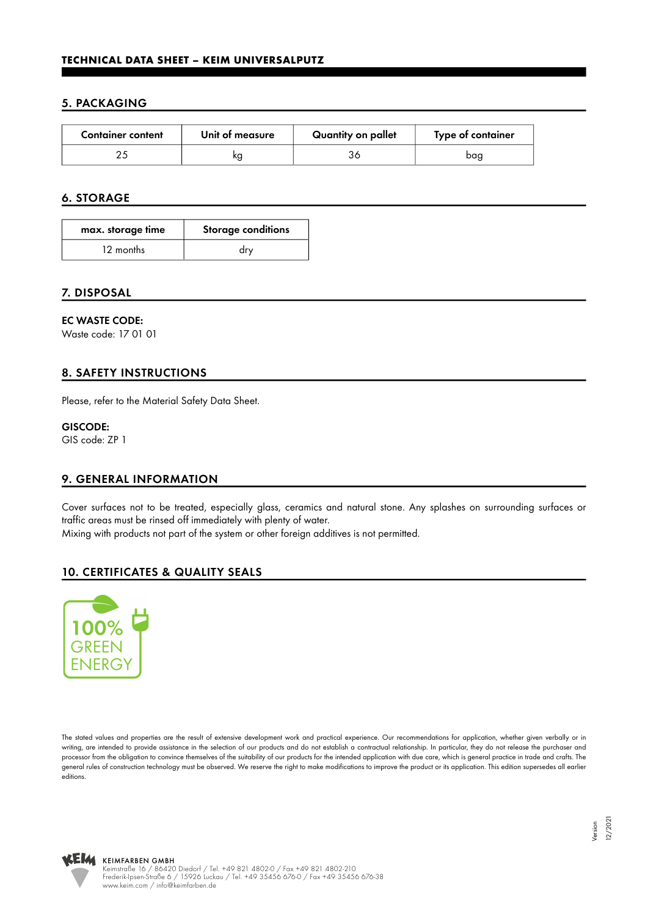## 5. PACKAGING

| Container content | Unit of measure | Quantity on pallet | Type of container |
|---|---|---|---|
| 25 | kg | 36 | bag |

## 6. STORAGE

| max. storage time | Storage conditions |
|---|---|
| 12 months | dry |

## 7. DISPOSAL

**EC WASTE CODE:**
Waste code: 17 01 01

## 8. SAFETY INSTRUCTIONS

Please, refer to the Material Safety Data Sheet.

**GISCODE:**
GIS code: ZP 1

## 9. GENERAL INFORMATION

Cover surfaces not to be treated, especially glass, ceramics and natural stone. Any splashes on surrounding surfaces or traffic areas must be rinsed off immediately with plenty of water.
Mixing with products not part of the system or other foreign additives is not permitted.

## 10. CERTIFICATES & QUALITY SEALS

100% GREEN ENERGY

The stated values and properties are the result of extensive development work and practical experience. Our recommendations for application, whether given verbally or in writing, are intended to provide assistance in the selection of our products and do not establish a contractual relationship. In particular, they do not release the purchaser and processor from the obligation to convince themselves of the suitability of our products for the intended application with due care, which is general practice in trade and crafts. The general rules of construction technology must be observed. We reserve the right to make modifications to improve the product or its application. This edition supersedes all earlier editions.

Version 12/2021

**KEIMFARBEN GMBH**
Keimstraße 16 / 86420 Diedorf / Tel. +49 821 4802-0 / Fax +49 821 4802-210
Frederik-Ipsen-Straße 6 / 15926 Luckau / Tel. +49 35456 676-0 / Fax +49 35456 676-38
www.keim.com / info@keimfarben.de